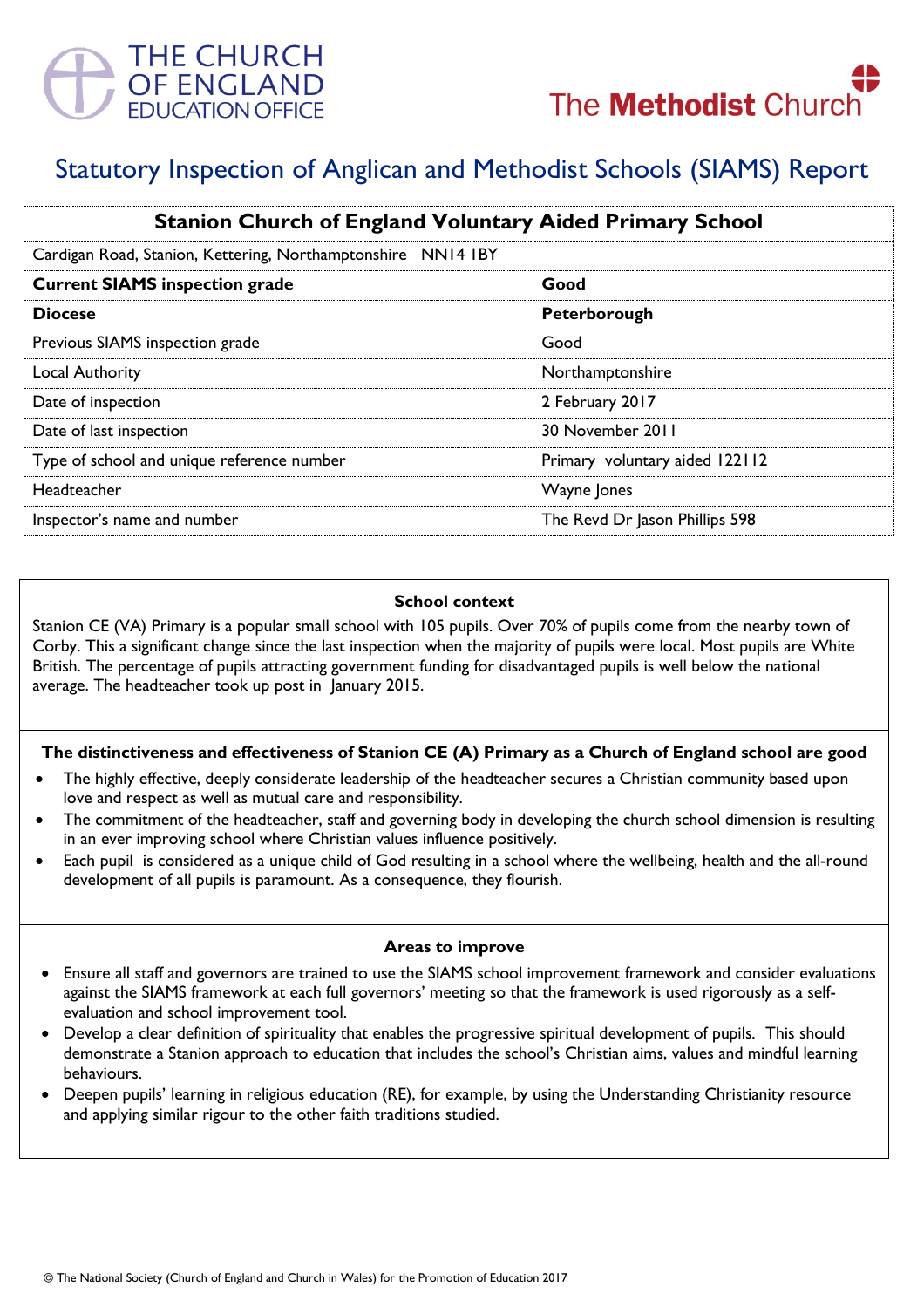THE CHURCH OF ENGLAND EDUCATION OFFICE

The Methodist Church

# Statutory Inspection of Anglican and Methodist Schools (SIAMS) Report

| Stanion Church of England Voluntary Aided Primary School | |
|---|---|
| Cardigan Road, Stanion, Kettering, Northamptonshire NN14 1BY | |
| **Current SIAMS inspection grade** | **Good** |
| **Diocese** | **Peterborough** |
| Previous SIAMS inspection grade | Good |
| Local Authority | Northamptonshire |
| Date of inspection | 2 February 2017 |
| Date of last inspection | 30 November 2011 |
| Type of school and unique reference number | Primary voluntary aided 122112 |
| Headteacher | Wayne Jones |
| Inspector's name and number | The Revd Dr Jason Phillips 598 |

### School context

Stanion CE (VA) Primary is a popular small school with 105 pupils. Over 70% of pupils come from the nearby town of Corby. This a significant change since the last inspection when the majority of pupils were local. Most pupils are White British. The percentage of pupils attracting government funding for disadvantaged pupils is well below the national average. The headteacher took up post in January 2015.

### The distinctiveness and effectiveness of Stanion CE (A) Primary as a Church of England school are good

- The highly effective, deeply considerate leadership of the headteacher secures a Christian community based upon love and respect as well as mutual care and responsibility.
- The commitment of the headteacher, staff and governing body in developing the church school dimension is resulting in an ever improving school where Christian values influence positively.
- Each pupil is considered as a unique child of God resulting in a school where the wellbeing, health and the all-round development of all pupils is paramount. As a consequence, they flourish.

### Areas to improve

- Ensure all staff and governors are trained to use the SIAMS school improvement framework and consider evaluations against the SIAMS framework at each full governors' meeting so that the framework is used rigorously as a self-evaluation and school improvement tool.
- Develop a clear definition of spirituality that enables the progressive spiritual development of pupils. This should demonstrate a Stanion approach to education that includes the school's Christian aims, values and mindful learning behaviours.
- Deepen pupils' learning in religious education (RE), for example, by using the Understanding Christianity resource and applying similar rigour to the other faith traditions studied.

© The National Society (Church of England and Church in Wales) for the Promotion of Education 2017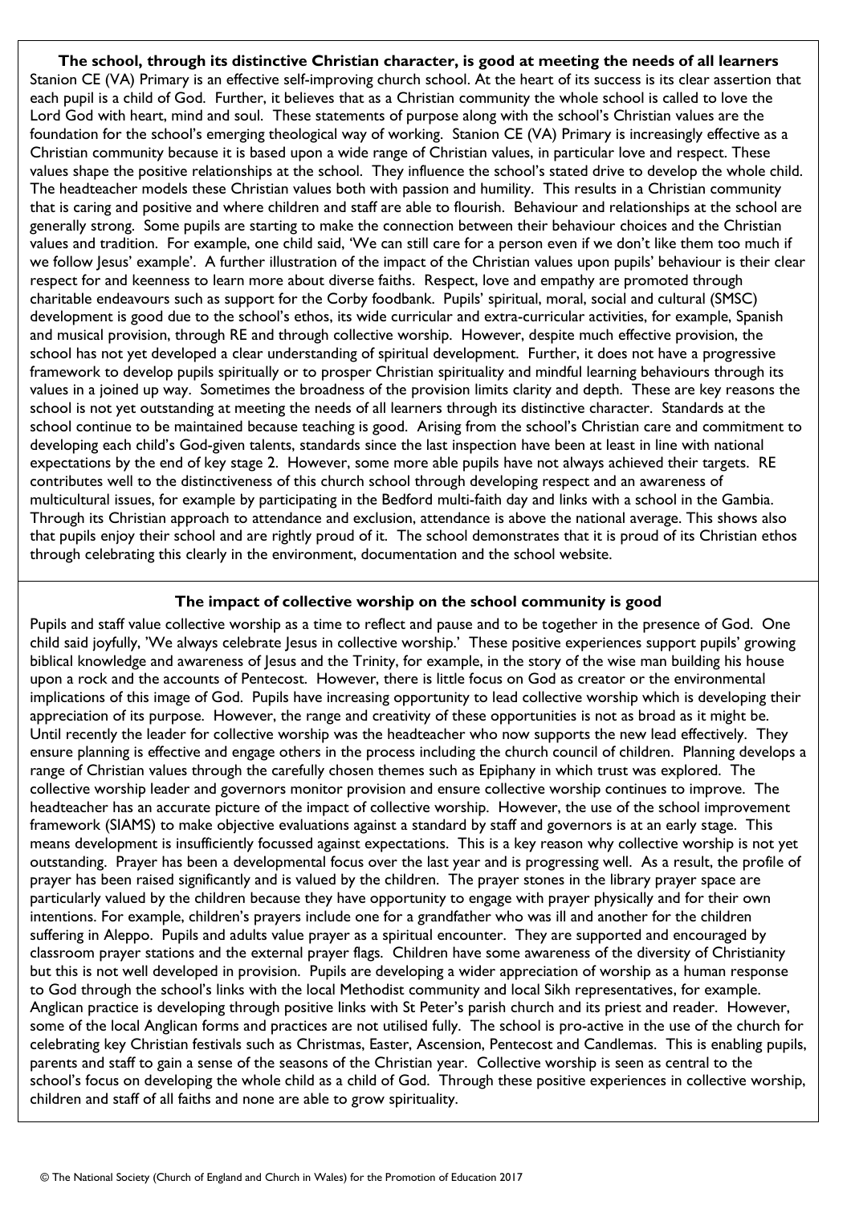**The school, through its distinctive Christian character, is good at meeting the needs of all learners**

Stanion CE (VA) Primary is an effective self-improving church school. At the heart of its success is its clear assertion that each pupil is a child of God. Further, it believes that as a Christian community the whole school is called to love the Lord God with heart, mind and soul. These statements of purpose along with the school's Christian values are the foundation for the school's emerging theological way of working. Stanion CE (VA) Primary is increasingly effective as a Christian community because it is based upon a wide range of Christian values, in particular love and respect. These values shape the positive relationships at the school. They influence the school's stated drive to develop the whole child. The headteacher models these Christian values both with passion and humility. This results in a Christian community that is caring and positive and where children and staff are able to flourish. Behaviour and relationships at the school are generally strong. Some pupils are starting to make the connection between their behaviour choices and the Christian values and tradition. For example, one child said, 'We can still care for a person even if we don't like them too much if we follow Jesus' example'. A further illustration of the impact of the Christian values upon pupils' behaviour is their clear respect for and keenness to learn more about diverse faiths. Respect, love and empathy are promoted through charitable endeavours such as support for the Corby foodbank. Pupils' spiritual, moral, social and cultural (SMSC) development is good due to the school's ethos, its wide curricular and extra-curricular activities, for example, Spanish and musical provision, through RE and through collective worship. However, despite much effective provision, the school has not yet developed a clear understanding of spiritual development. Further, it does not have a progressive framework to develop pupils spiritually or to prosper Christian spirituality and mindful learning behaviours through its values in a joined up way. Sometimes the broadness of the provision limits clarity and depth. These are key reasons the school is not yet outstanding at meeting the needs of all learners through its distinctive character. Standards at the school continue to be maintained because teaching is good. Arising from the school's Christian care and commitment to developing each child's God-given talents, standards since the last inspection have been at least in line with national expectations by the end of key stage 2. However, some more able pupils have not always achieved their targets. RE contributes well to the distinctiveness of this church school through developing respect and an awareness of multicultural issues, for example by participating in the Bedford multi-faith day and links with a school in the Gambia. Through its Christian approach to attendance and exclusion, attendance is above the national average. This shows also that pupils enjoy their school and are rightly proud of it. The school demonstrates that it is proud of its Christian ethos through celebrating this clearly in the environment, documentation and the school website.

**The impact of collective worship on the school community is good**

Pupils and staff value collective worship as a time to reflect and pause and to be together in the presence of God. One child said joyfully, 'We always celebrate Jesus in collective worship.' These positive experiences support pupils' growing biblical knowledge and awareness of Jesus and the Trinity, for example, in the story of the wise man building his house upon a rock and the accounts of Pentecost. However, there is little focus on God as creator or the environmental implications of this image of God. Pupils have increasing opportunity to lead collective worship which is developing their appreciation of its purpose. However, the range and creativity of these opportunities is not as broad as it might be. Until recently the leader for collective worship was the headteacher who now supports the new lead effectively. They ensure planning is effective and engage others in the process including the church council of children. Planning develops a range of Christian values through the carefully chosen themes such as Epiphany in which trust was explored. The collective worship leader and governors monitor provision and ensure collective worship continues to improve. The headteacher has an accurate picture of the impact of collective worship. However, the use of the school improvement framework (SIAMS) to make objective evaluations against a standard by staff and governors is at an early stage. This means development is insufficiently focussed against expectations. This is a key reason why collective worship is not yet outstanding. Prayer has been a developmental focus over the last year and is progressing well. As a result, the profile of prayer has been raised significantly and is valued by the children. The prayer stones in the library prayer space are particularly valued by the children because they have opportunity to engage with prayer physically and for their own intentions. For example, children's prayers include one for a grandfather who was ill and another for the children suffering in Aleppo. Pupils and adults value prayer as a spiritual encounter. They are supported and encouraged by classroom prayer stations and the external prayer flags. Children have some awareness of the diversity of Christianity but this is not well developed in provision. Pupils are developing a wider appreciation of worship as a human response to God through the school's links with the local Methodist community and local Sikh representatives, for example. Anglican practice is developing through positive links with St Peter's parish church and its priest and reader. However, some of the local Anglican forms and practices are not utilised fully. The school is pro-active in the use of the church for celebrating key Christian festivals such as Christmas, Easter, Ascension, Pentecost and Candlemas. This is enabling pupils, parents and staff to gain a sense of the seasons of the Christian year. Collective worship is seen as central to the school's focus on developing the whole child as a child of God. Through these positive experiences in collective worship, children and staff of all faiths and none are able to grow spirituality.

© The National Society (Church of England and Church in Wales) for the Promotion of Education 2017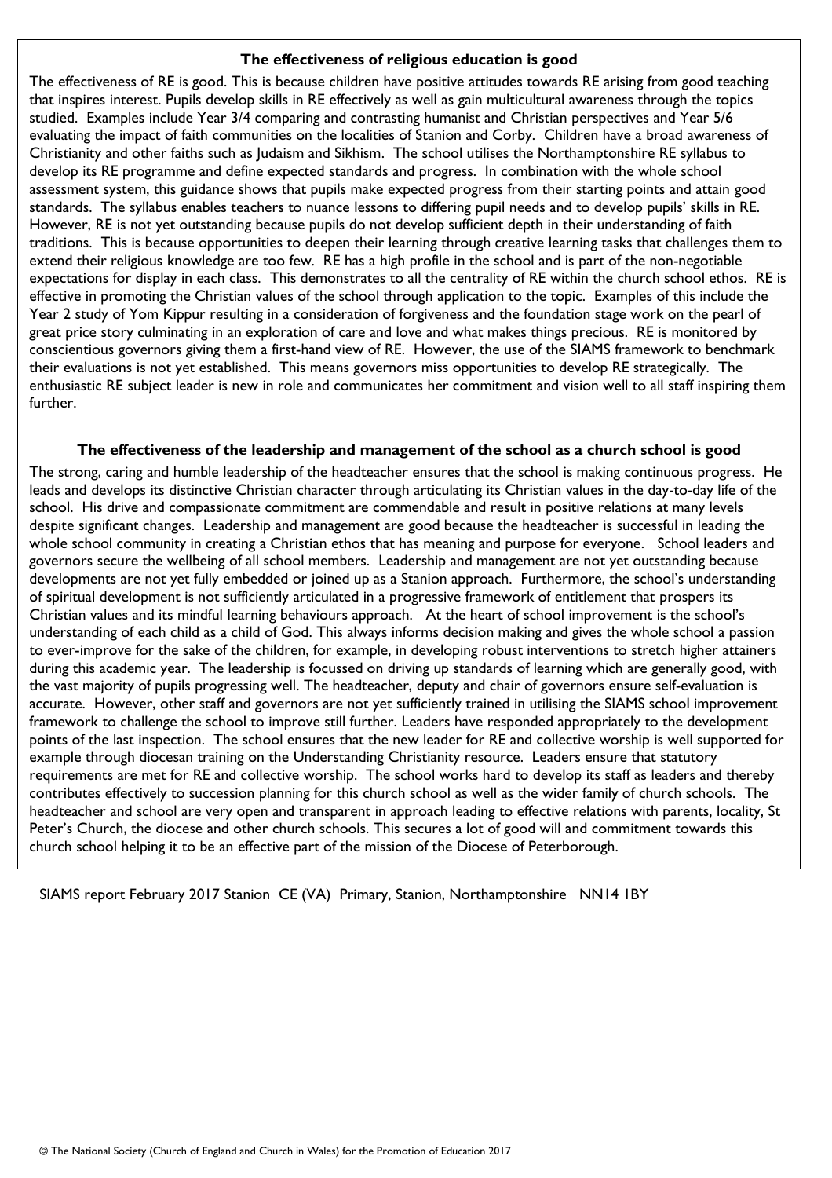### The effectiveness of religious education is good

The effectiveness of RE is good. This is because children have positive attitudes towards RE arising from good teaching that inspires interest. Pupils develop skills in RE effectively as well as gain multicultural awareness through the topics studied. Examples include Year 3/4 comparing and contrasting humanist and Christian perspectives and Year 5/6 evaluating the impact of faith communities on the localities of Stanion and Corby. Children have a broad awareness of Christianity and other faiths such as Judaism and Sikhism. The school utilises the Northamptonshire RE syllabus to develop its RE programme and define expected standards and progress. In combination with the whole school assessment system, this guidance shows that pupils make expected progress from their starting points and attain good standards. The syllabus enables teachers to nuance lessons to differing pupil needs and to develop pupils' skills in RE. However, RE is not yet outstanding because pupils do not develop sufficient depth in their understanding of faith traditions. This is because opportunities to deepen their learning through creative learning tasks that challenges them to extend their religious knowledge are too few. RE has a high profile in the school and is part of the non-negotiable expectations for display in each class. This demonstrates to all the centrality of RE within the church school ethos. RE is effective in promoting the Christian values of the school through application to the topic. Examples of this include the Year 2 study of Yom Kippur resulting in a consideration of forgiveness and the foundation stage work on the pearl of great price story culminating in an exploration of care and love and what makes things precious. RE is monitored by conscientious governors giving them a first-hand view of RE. However, the use of the SIAMS framework to benchmark their evaluations is not yet established. This means governors miss opportunities to develop RE strategically. The enthusiastic RE subject leader is new in role and communicates her commitment and vision well to all staff inspiring them further.

### The effectiveness of the leadership and management of the school as a church school is good

The strong, caring and humble leadership of the headteacher ensures that the school is making continuous progress. He leads and develops its distinctive Christian character through articulating its Christian values in the day-to-day life of the school. His drive and compassionate commitment are commendable and result in positive relations at many levels despite significant changes. Leadership and management are good because the headteacher is successful in leading the whole school community in creating a Christian ethos that has meaning and purpose for everyone. School leaders and governors secure the wellbeing of all school members. Leadership and management are not yet outstanding because developments are not yet fully embedded or joined up as a Stanion approach. Furthermore, the school's understanding of spiritual development is not sufficiently articulated in a progressive framework of entitlement that prospers its Christian values and its mindful learning behaviours approach. At the heart of school improvement is the school's understanding of each child as a child of God. This always informs decision making and gives the whole school a passion to ever-improve for the sake of the children, for example, in developing robust interventions to stretch higher attainers during this academic year. The leadership is focussed on driving up standards of learning which are generally good, with the vast majority of pupils progressing well. The headteacher, deputy and chair of governors ensure self-evaluation is accurate. However, other staff and governors are not yet sufficiently trained in utilising the SIAMS school improvement framework to challenge the school to improve still further. Leaders have responded appropriately to the development points of the last inspection. The school ensures that the new leader for RE and collective worship is well supported for example through diocesan training on the Understanding Christianity resource. Leaders ensure that statutory requirements are met for RE and collective worship. The school works hard to develop its staff as leaders and thereby contributes effectively to succession planning for this church school as well as the wider family of church schools. The headteacher and school are very open and transparent in approach leading to effective relations with parents, locality, St Peter's Church, the diocese and other church schools. This secures a lot of good will and commitment towards this church school helping it to be an effective part of the mission of the Diocese of Peterborough.

SIAMS report February 2017 Stanion CE (VA) Primary, Stanion, Northamptonshire NN14 1BY

© The National Society (Church of England and Church in Wales) for the Promotion of Education 2017